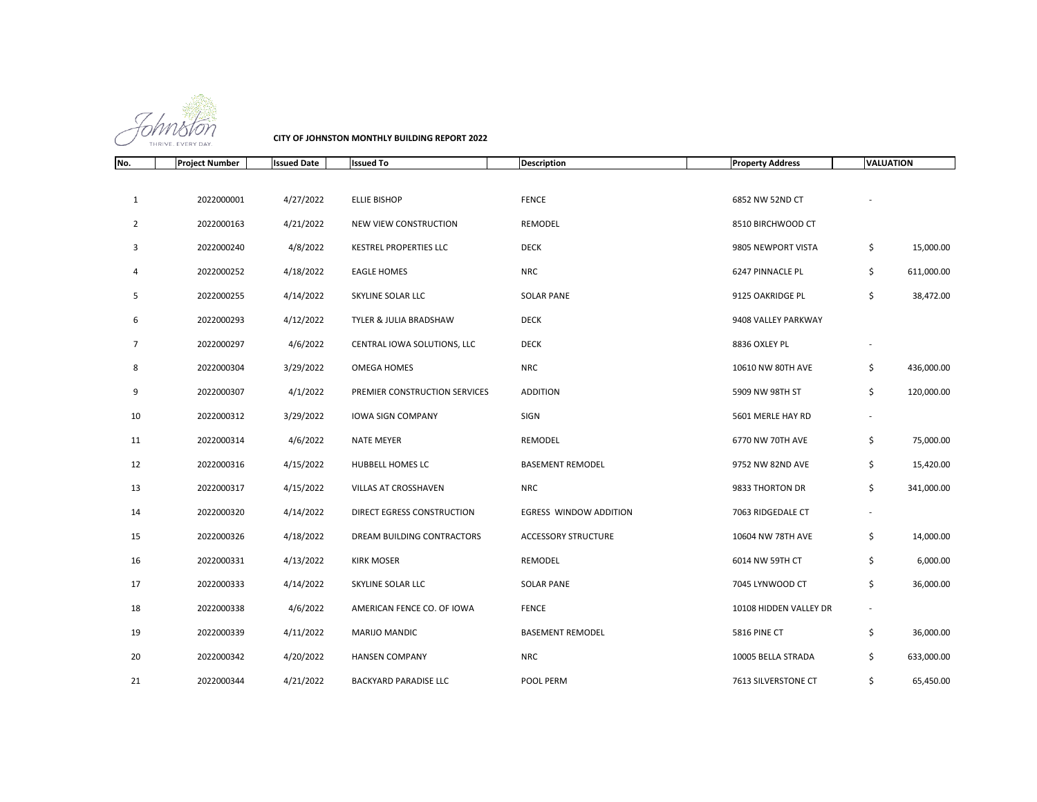**CITY OF JOHNSTON MONTHLY BUILDING REPORT 2022**

| No. | Project Number | Issued Date | Issued To | Description | Property Address | VALUATION |
|---|---|---|---|---|---|---|
| 1 | 2022000001 | 4/27/2022 | ELLIE BISHOP | FENCE | 6852 NW 52ND CT | - |
| 2 | 2022000163 | 4/21/2022 | NEW VIEW CONSTRUCTION | REMODEL | 8510 BIRCHWOOD CT | |
| 3 | 2022000240 | 4/8/2022 | KESTREL PROPERTIES LLC | DECK | 9805 NEWPORT VISTA | $ 15,000.00 |
| 4 | 2022000252 | 4/18/2022 | EAGLE HOMES | NRC | 6247 PINNACLE PL | $ 611,000.00 |
| 5 | 2022000255 | 4/14/2022 | SKYLINE SOLAR LLC | SOLAR PANE | 9125 OAKRIDGE PL | $ 38,472.00 |
| 6 | 2022000293 | 4/12/2022 | TYLER & JULIA BRADSHAW | DECK | 9408 VALLEY PARKWAY | |
| 7 | 2022000297 | 4/6/2022 | CENTRAL IOWA SOLUTIONS, LLC | DECK | 8836 OXLEY PL | - |
| 8 | 2022000304 | 3/29/2022 | OMEGA HOMES | NRC | 10610 NW 80TH AVE | $ 436,000.00 |
| 9 | 2022000307 | 4/1/2022 | PREMIER CONSTRUCTION SERVICES | ADDITION | 5909 NW 98TH ST | $ 120,000.00 |
| 10 | 2022000312 | 3/29/2022 | IOWA SIGN COMPANY | SIGN | 5601 MERLE HAY RD | - |
| 11 | 2022000314 | 4/6/2022 | NATE MEYER | REMODEL | 6770 NW 70TH AVE | $ 75,000.00 |
| 12 | 2022000316 | 4/15/2022 | HUBBELL HOMES LC | BASEMENT REMODEL | 9752 NW 82ND AVE | $ 15,420.00 |
| 13 | 2022000317 | 4/15/2022 | VILLAS AT CROSSHAVEN | NRC | 9833 THORTON DR | $ 341,000.00 |
| 14 | 2022000320 | 4/14/2022 | DIRECT EGRESS CONSTRUCTION | EGRESS WINDOW ADDITION | 7063 RIDGEDALE CT | - |
| 15 | 2022000326 | 4/18/2022 | DREAM BUILDING CONTRACTORS | ACCESSORY STRUCTURE | 10604 NW 78TH AVE | $ 14,000.00 |
| 16 | 2022000331 | 4/13/2022 | KIRK MOSER | REMODEL | 6014 NW 59TH CT | $ 6,000.00 |
| 17 | 2022000333 | 4/14/2022 | SKYLINE SOLAR LLC | SOLAR PANE | 7045 LYNWOOD CT | $ 36,000.00 |
| 18 | 2022000338 | 4/6/2022 | AMERICAN FENCE CO. OF IOWA | FENCE | 10108 HIDDEN VALLEY DR | - |
| 19 | 2022000339 | 4/11/2022 | MARIJO MANDIC | BASEMENT REMODEL | 5816 PINE CT | $ 36,000.00 |
| 20 | 2022000342 | 4/20/2022 | HANSEN COMPANY | NRC | 10005 BELLA STRADA | $ 633,000.00 |
| 21 | 2022000344 | 4/21/2022 | BACKYARD PARADISE LLC | POOL PERM | 7613 SILVERSTONE CT | $ 65,450.00 |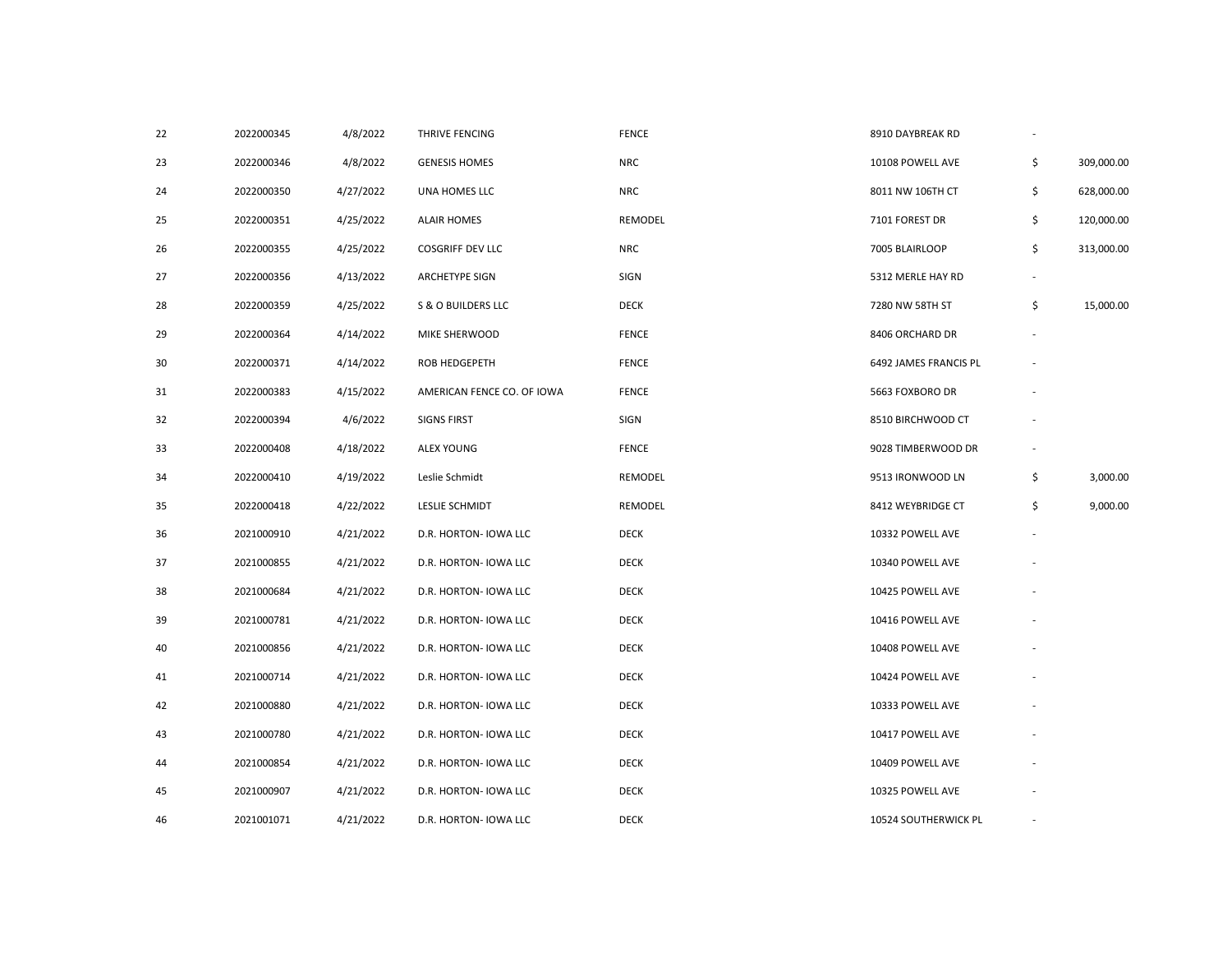| | | | | | | | |
|---|---|---|---|---|---|---|---|
| 22 | 2022000345 | 4/8/2022 | THRIVE FENCING | FENCE | 8910 DAYBREAK RD | - | |
| 23 | 2022000346 | 4/8/2022 | GENESIS HOMES | NRC | 10108 POWELL AVE | $ | 309,000.00 |
| 24 | 2022000350 | 4/27/2022 | UNA HOMES LLC | NRC | 8011 NW 106TH CT | $ | 628,000.00 |
| 25 | 2022000351 | 4/25/2022 | ALAIR HOMES | REMODEL | 7101 FOREST DR | $ | 120,000.00 |
| 26 | 2022000355 | 4/25/2022 | COSGRIFF DEV LLC | NRC | 7005 BLAIRLOOP | $ | 313,000.00 |
| 27 | 2022000356 | 4/13/2022 | ARCHETYPE SIGN | SIGN | 5312 MERLE HAY RD | - | |
| 28 | 2022000359 | 4/25/2022 | S & O BUILDERS LLC | DECK | 7280 NW 58TH ST | $ | 15,000.00 |
| 29 | 2022000364 | 4/14/2022 | MIKE SHERWOOD | FENCE | 8406 ORCHARD DR | - | |
| 30 | 2022000371 | 4/14/2022 | ROB HEDGEPETH | FENCE | 6492 JAMES FRANCIS PL | - | |
| 31 | 2022000383 | 4/15/2022 | AMERICAN FENCE CO. OF IOWA | FENCE | 5663 FOXBORO DR | - | |
| 32 | 2022000394 | 4/6/2022 | SIGNS FIRST | SIGN | 8510 BIRCHWOOD CT | - | |
| 33 | 2022000408 | 4/18/2022 | ALEX YOUNG | FENCE | 9028 TIMBERWOOD DR | - | |
| 34 | 2022000410 | 4/19/2022 | Leslie Schmidt | REMODEL | 9513 IRONWOOD LN | $ | 3,000.00 |
| 35 | 2022000418 | 4/22/2022 | LESLIE SCHMIDT | REMODEL | 8412 WEYBRIDGE CT | $ | 9,000.00 |
| 36 | 2021000910 | 4/21/2022 | D.R. HORTON- IOWA LLC | DECK | 10332 POWELL AVE | - | |
| 37 | 2021000855 | 4/21/2022 | D.R. HORTON- IOWA LLC | DECK | 10340 POWELL AVE | - | |
| 38 | 2021000684 | 4/21/2022 | D.R. HORTON- IOWA LLC | DECK | 10425 POWELL AVE | - | |
| 39 | 2021000781 | 4/21/2022 | D.R. HORTON- IOWA LLC | DECK | 10416 POWELL AVE | - | |
| 40 | 2021000856 | 4/21/2022 | D.R. HORTON- IOWA LLC | DECK | 10408 POWELL AVE | - | |
| 41 | 2021000714 | 4/21/2022 | D.R. HORTON- IOWA LLC | DECK | 10424 POWELL AVE | - | |
| 42 | 2021000880 | 4/21/2022 | D.R. HORTON- IOWA LLC | DECK | 10333 POWELL AVE | - | |
| 43 | 2021000780 | 4/21/2022 | D.R. HORTON- IOWA LLC | DECK | 10417 POWELL AVE | - | |
| 44 | 2021000854 | 4/21/2022 | D.R. HORTON- IOWA LLC | DECK | 10409 POWELL AVE | - | |
| 45 | 2021000907 | 4/21/2022 | D.R. HORTON- IOWA LLC | DECK | 10325 POWELL AVE | - | |
| 46 | 2021001071 | 4/21/2022 | D.R. HORTON- IOWA LLC | DECK | 10524 SOUTHERWICK PL | - | |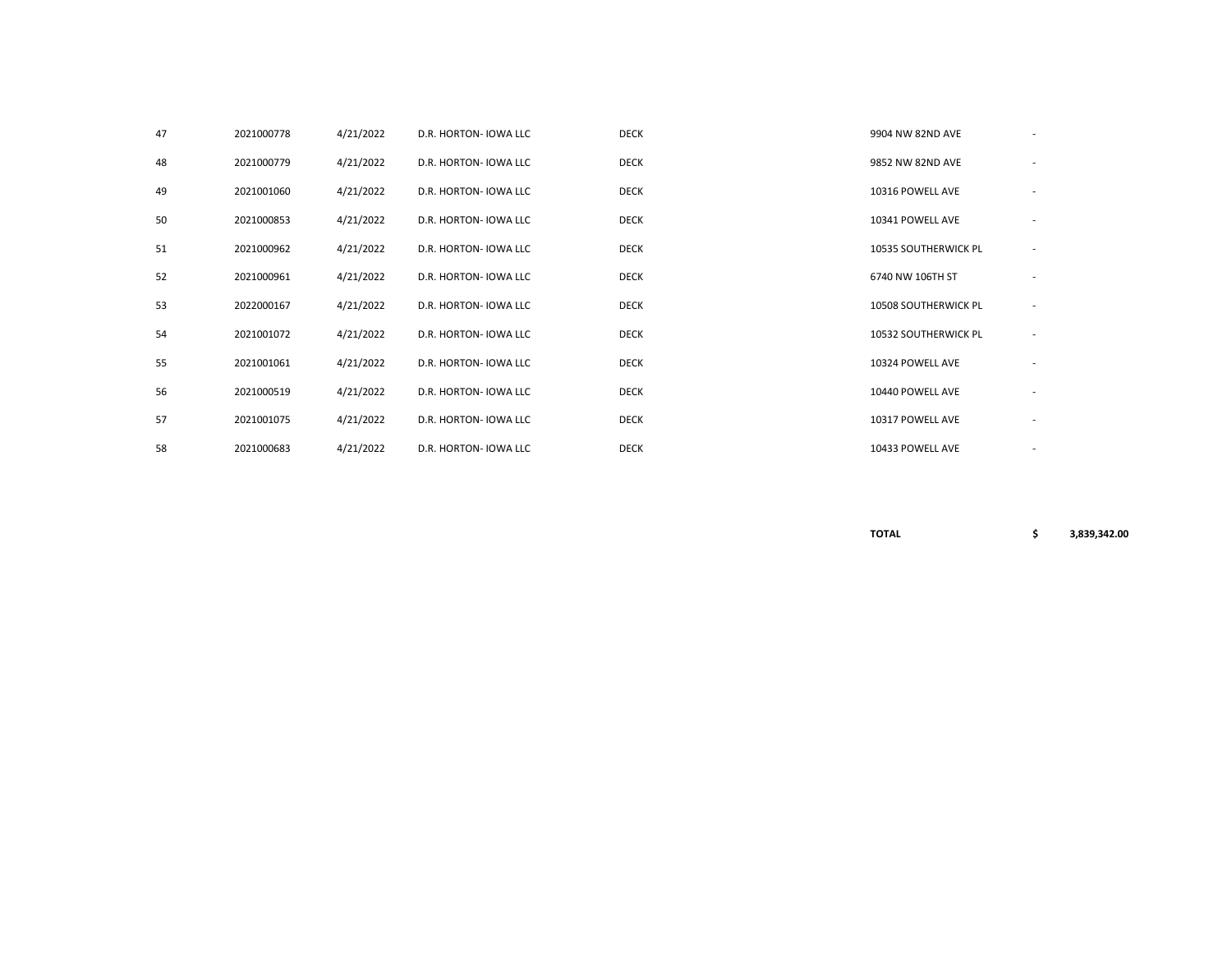| | | | | | | | |
|---|---|---|---|---|---|---|---|
| 47 | 2021000778 | 4/21/2022 | D.R. HORTON- IOWA LLC | DECK | | 9904 NW 82ND AVE | - |
| 48 | 2021000779 | 4/21/2022 | D.R. HORTON- IOWA LLC | DECK | | 9852 NW 82ND AVE | - |
| 49 | 2021001060 | 4/21/2022 | D.R. HORTON- IOWA LLC | DECK | | 10316 POWELL AVE | - |
| 50 | 2021000853 | 4/21/2022 | D.R. HORTON- IOWA LLC | DECK | | 10341 POWELL AVE | - |
| 51 | 2021000962 | 4/21/2022 | D.R. HORTON- IOWA LLC | DECK | | 10535 SOUTHERWICK PL | - |
| 52 | 2021000961 | 4/21/2022 | D.R. HORTON- IOWA LLC | DECK | | 6740 NW 106TH ST | - |
| 53 | 2022000167 | 4/21/2022 | D.R. HORTON- IOWA LLC | DECK | | 10508 SOUTHERWICK PL | - |
| 54 | 2021001072 | 4/21/2022 | D.R. HORTON- IOWA LLC | DECK | | 10532 SOUTHERWICK PL | - |
| 55 | 2021001061 | 4/21/2022 | D.R. HORTON- IOWA LLC | DECK | | 10324 POWELL AVE | - |
| 56 | 2021000519 | 4/21/2022 | D.R. HORTON- IOWA LLC | DECK | | 10440 POWELL AVE | - |
| 57 | 2021001075 | 4/21/2022 | D.R. HORTON- IOWA LLC | DECK | | 10317 POWELL AVE | - |
| 58 | 2021000683 | 4/21/2022 | D.R. HORTON- IOWA LLC | DECK | | 10433 POWELL AVE | - |
| | | | | | | **TOTAL** | **$ 3,839,342.00** |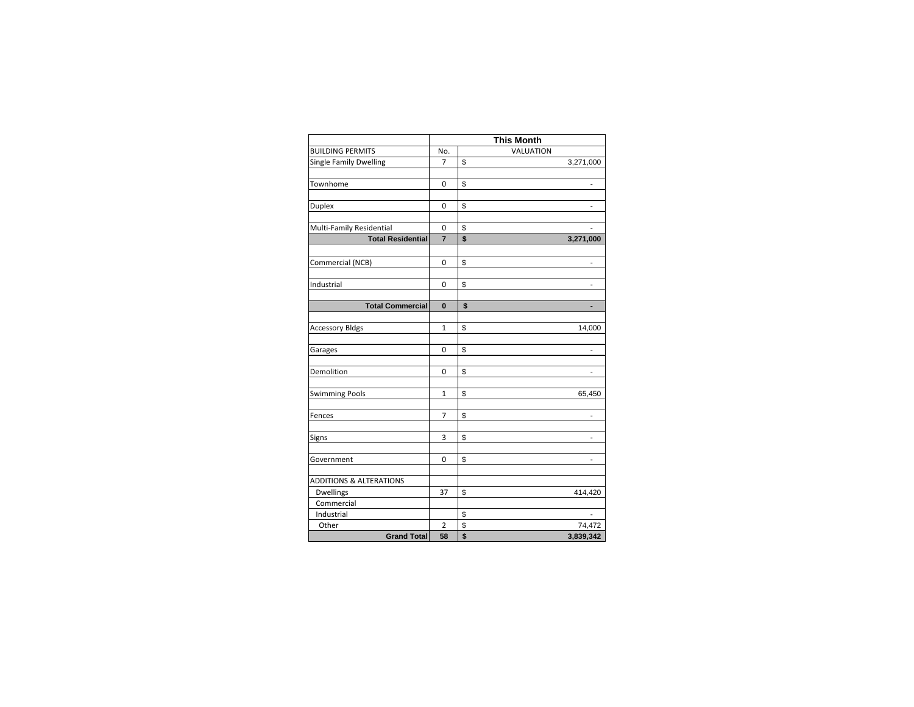| | This Month | |
|---|---|---|
| BUILDING PERMITS | No. | VALUATION |
| Single Family Dwelling | 7 | $ 3,271,000 |
| | | |
| Townhome | 0 | $ - |
| | | |
| Duplex | 0 | $ - |
| | | |
| Multi-Family Residential | 0 | $ - |
| **Total Residential** | **7** | **$ 3,271,000** |
| | | |
| Commercial (NCB) | 0 | $ - |
| | | |
| Industrial | 0 | $ - |
| | | |
| **Total Commercial** | **0** | **$ -** |
| | | |
| Accessory Bldgs | 1 | $ 14,000 |
| | | |
| Garages | 0 | $ - |
| | | |
| Demolition | 0 | $ - |
| | | |
| Swimming Pools | 1 | $ 65,450 |
| | | |
| Fences | 7 | $ - |
| | | |
| Signs | 3 | $ - |
| | | |
| Government | 0 | $ - |
| | | |
| ADDITIONS & ALTERATIONS | | |
| Dwellings | 37 | $ 414,420 |
| Commercial | | |
| Industrial | | $ - |
| Other | 2 | $ 74,472 |
| **Grand Total** | **58** | **$ 3,839,342** |